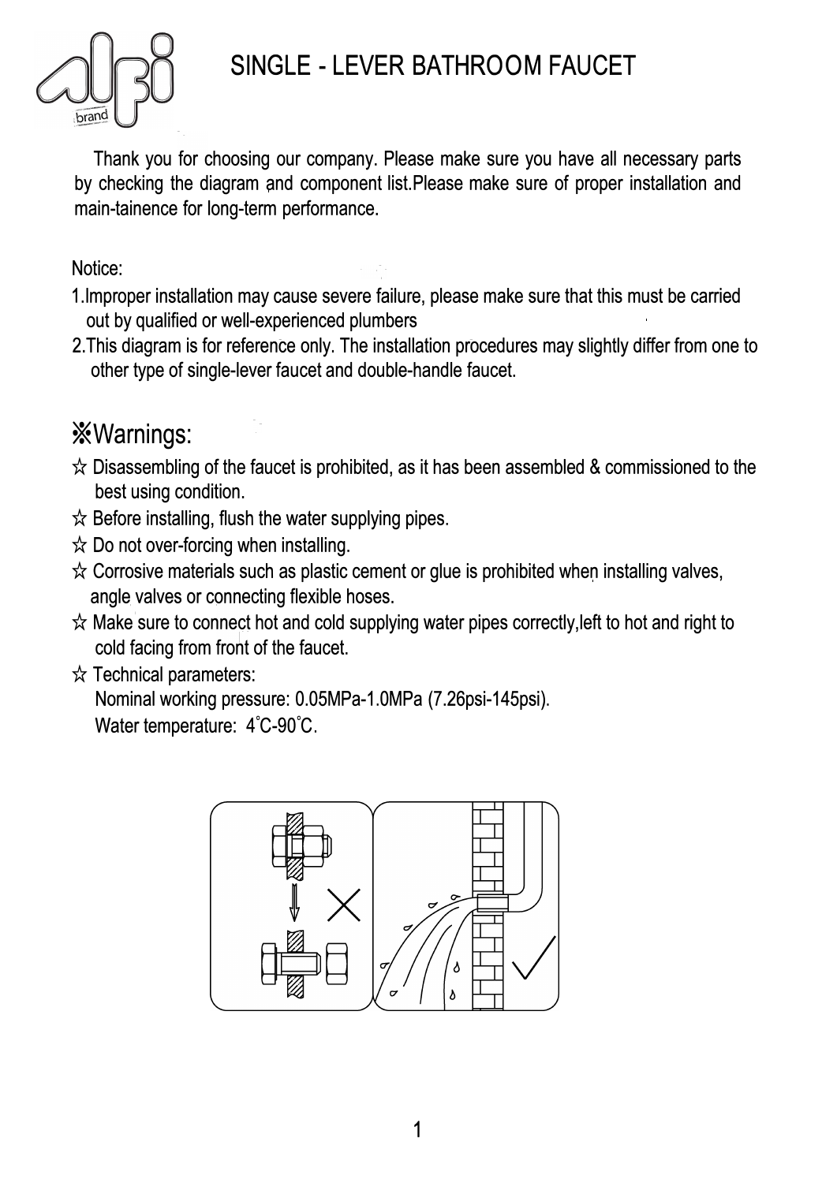# SINGLE - LEVER BATHROOM FAUCET

Thank you for choosing our company. Please make sure you have all necessary parts by checking the diagram and component list.Please make sure of proper installation and main-tainence for long-term performance.

Notice:

1. Improper installation may cause severe failure, please make sure that this must be carried out by qualified or well-experienced plumbers
2. This diagram is for reference only. The installation procedures may slightly differ from one to other type of single-lever faucet and double-handle faucet.

## ※Warnings:

☆ Disassembling of the faucet is prohibited, as it has been assembled & commissioned to the best using condition.

☆ Before installing, flush the water supplying pipes.

☆ Do not over-forcing when installing.

☆ Corrosive materials such as plastic cement or glue is prohibited when installing valves, angle valves or connecting flexible hoses.

☆ Make sure to connect hot and cold supplying water pipes correctly,left to hot and right to cold facing from front of the faucet.

☆ Technical parameters:
Nominal working pressure: 0.05MPa-1.0MPa (7.26psi-145psi).
Water temperature: 4°C-90°C.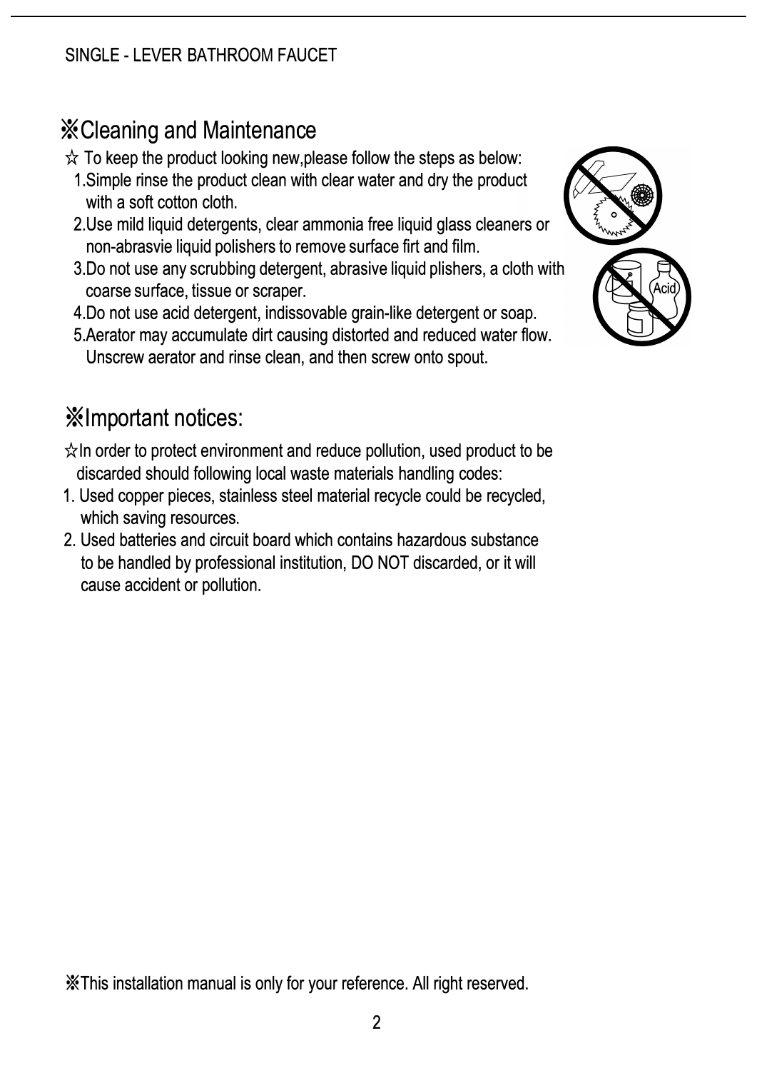## ※Cleaning and Maintenance

☆ To keep the product looking new,please follow the steps as below:

1.Simple rinse the product clean with clear water and dry the product with a soft cotton cloth.

2.Use mild liquid detergents, clear ammonia free liquid glass cleaners or non-abrasvie liquid polishers to remove surface firt and film.

3.Do not use any scrubbing detergent, abrasive liquid plishers, a cloth with coarse surface, tissue or scraper.

4.Do not use acid detergent, indissovable grain-like detergent or soap.

5.Aerator may accumulate dirt causing distorted and reduced water flow. Unscrew aerator and rinse clean, and then screw onto spout.

Acid

## ※Important notices:

☆In order to protect environment and reduce pollution, used product to be discarded should following local waste materials handling codes:

1. Used copper pieces, stainless steel material recycle could be recycled, which saving resources.
2. Used batteries and circuit board which contains hazardous substance to be handled by professional institution, DO NOT discarded, or it will cause accident or pollution.

※This installation manual is only for your reference. All right reserved.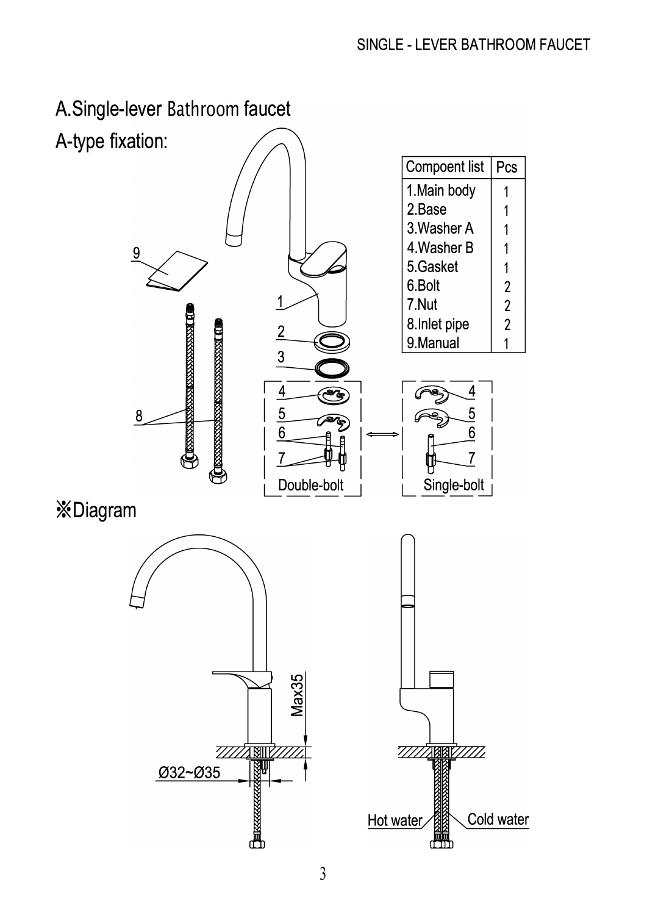# A.Single-lever Bathroom faucet

## A-type fixation:

| Compoent list | Pcs |
|---|---|
| 1.Main body | 1 |
| 2.Base | 1 |
| 3.Washer A | 1 |
| 4.Washer B | 1 |
| 5.Gasket | 1 |
| 6.Bolt | 2 |
| 7.Nut | 2 |
| 8.Inlet pipe | 2 |
| 9.Manual | 1 |

Double-bolt

Single-bolt

## ※Diagram

Max35

Ø32~Ø35

Hot water

Cold water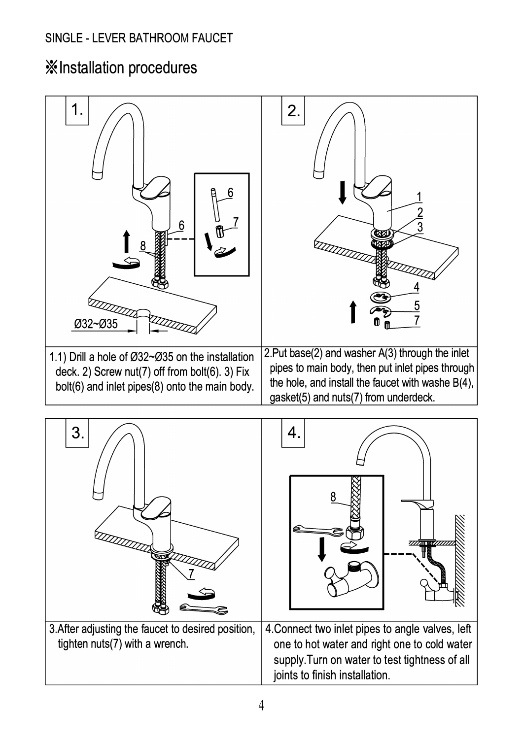SINGLE - LEVER BATHROOM FAUCET

# ※Installation procedures

**1.**

1.1) Drill a hole of Ø32~Ø35 on the installation deck. 2) Screw nut(7) off from bolt(6). 3) Fix bolt(6) and inlet pipes(8) onto the main body.

**2.**

2.Put base(2) and washer A(3) through the inlet pipes to main body, then put inlet pipes through the hole, and install the faucet with washe B(4), gasket(5) and nuts(7) from underdeck.

**3.**

3.After adjusting the faucet to desired position, tighten nuts(7) with a wrench.

**4.**

4.Connect two inlet pipes to angle valves, left one to hot water and right one to cold water supply.Turn on water to test tightness of all joints to finish installation.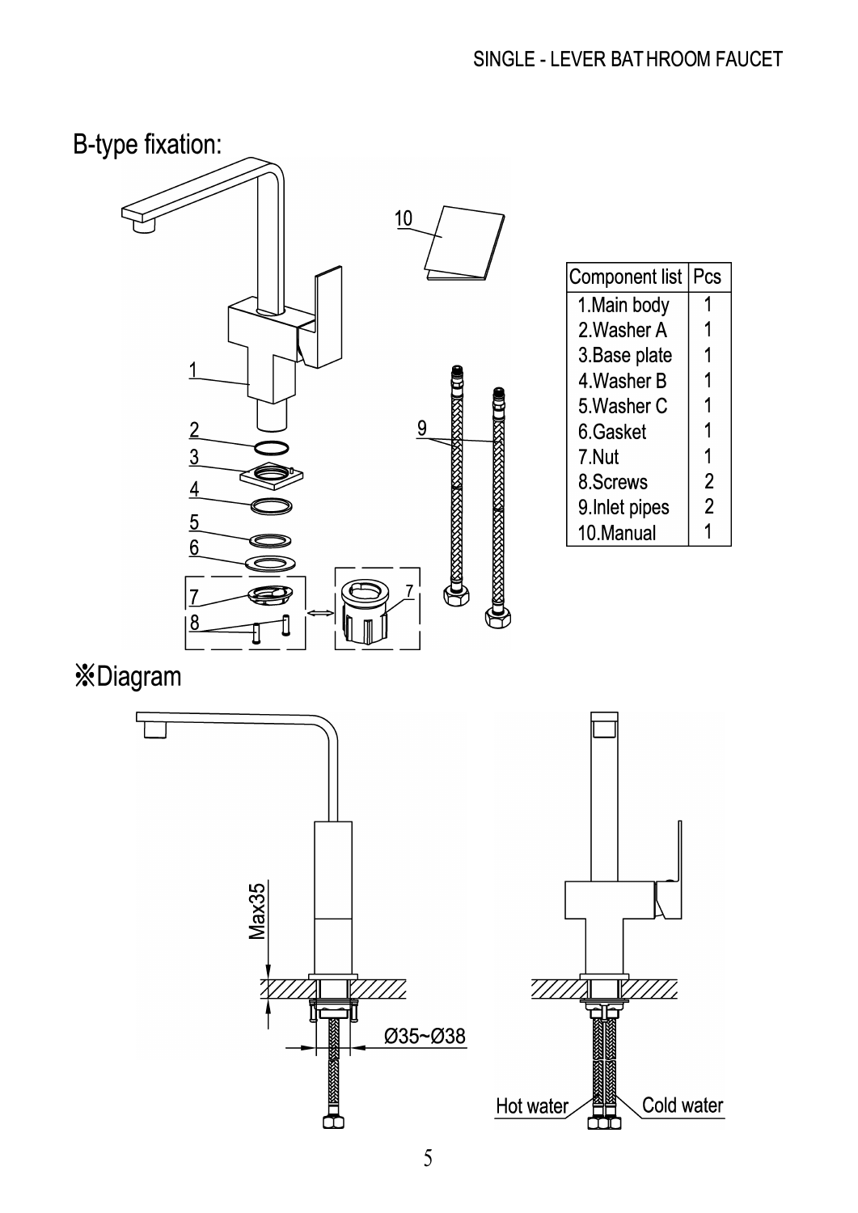## B-type fixation:

| Component list | Pcs |
|---|---|
| 1.Main body | 1 |
| 2.Washer A | 1 |
| 3.Base plate | 1 |
| 4.Washer B | 1 |
| 5.Washer C | 1 |
| 6.Gasket | 1 |
| 7.Nut | 1 |
| 8.Screws | 2 |
| 9.Inlet pipes | 2 |
| 10.Manual | 1 |

## ※Diagram

Max35

Ø35~Ø38

Hot water

Cold water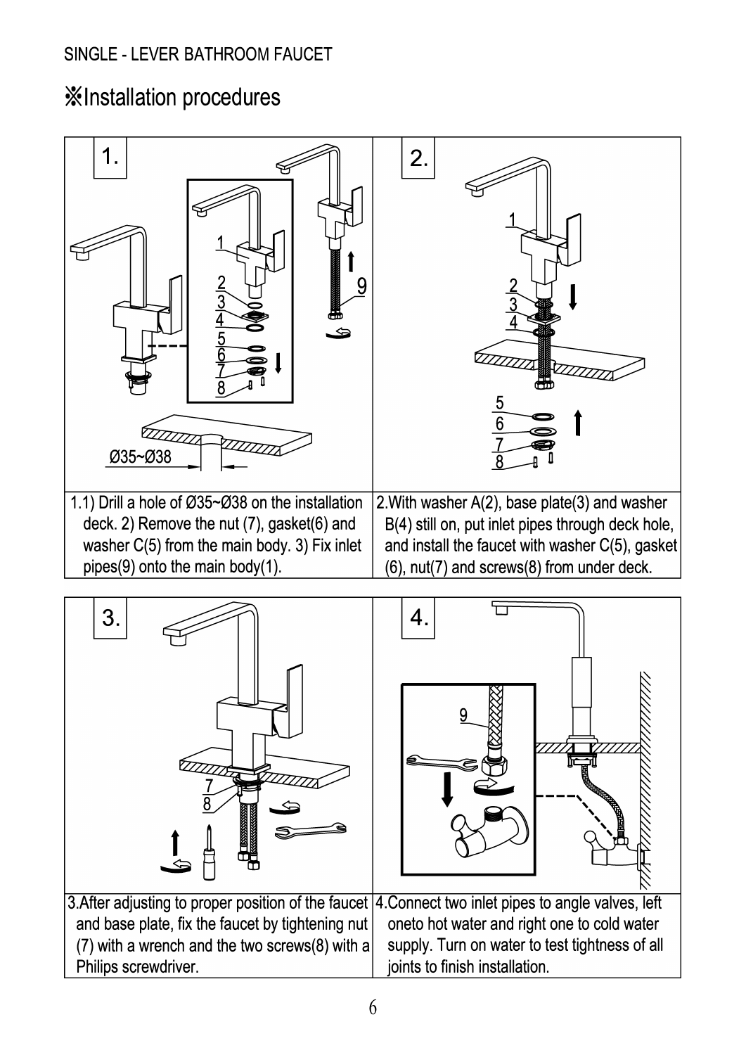SINGLE - LEVER BATHROOM FAUCET

# ※Installation procedures

1.

1.1) Drill a hole of Ø35~Ø38 on the installation deck. 2) Remove the nut (7), gasket(6) and washer C(5) from the main body. 3) Fix inlet pipes(9) onto the main body(1).

2.

2.With washer A(2), base plate(3) and washer B(4) still on, put inlet pipes through deck hole, and install the faucet with washer C(5), gasket (6), nut(7) and screws(8) from under deck.

3.

3.After adjusting to proper position of the faucet and base plate, fix the faucet by tightening nut (7) with a wrench and the two screws(8) with a Philips screwdriver.

4.

4.Connect two inlet pipes to angle valves, left oneto hot water and right one to cold water supply. Turn on water to test tightness of all joints to finish installation.